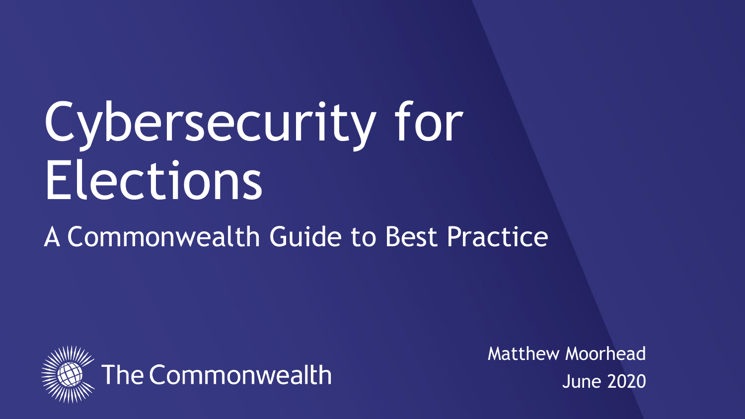# Cybersecurity for Elections

## A Commonwealth Guide to Best Practice

The Commonwealth

Matthew Moorhead

June 2020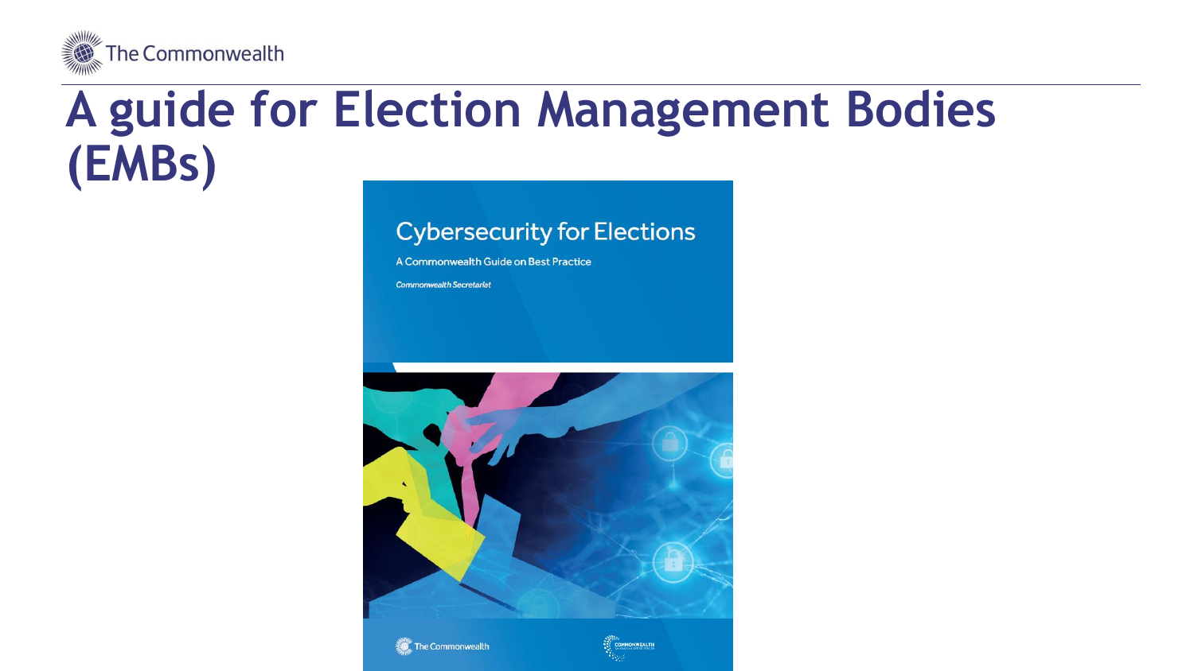# A guide for Election Management Bodies (EMBs)

Cybersecurity for Elections

A Commonwealth Guide on Best Practice

*Commonwealth Secretariat*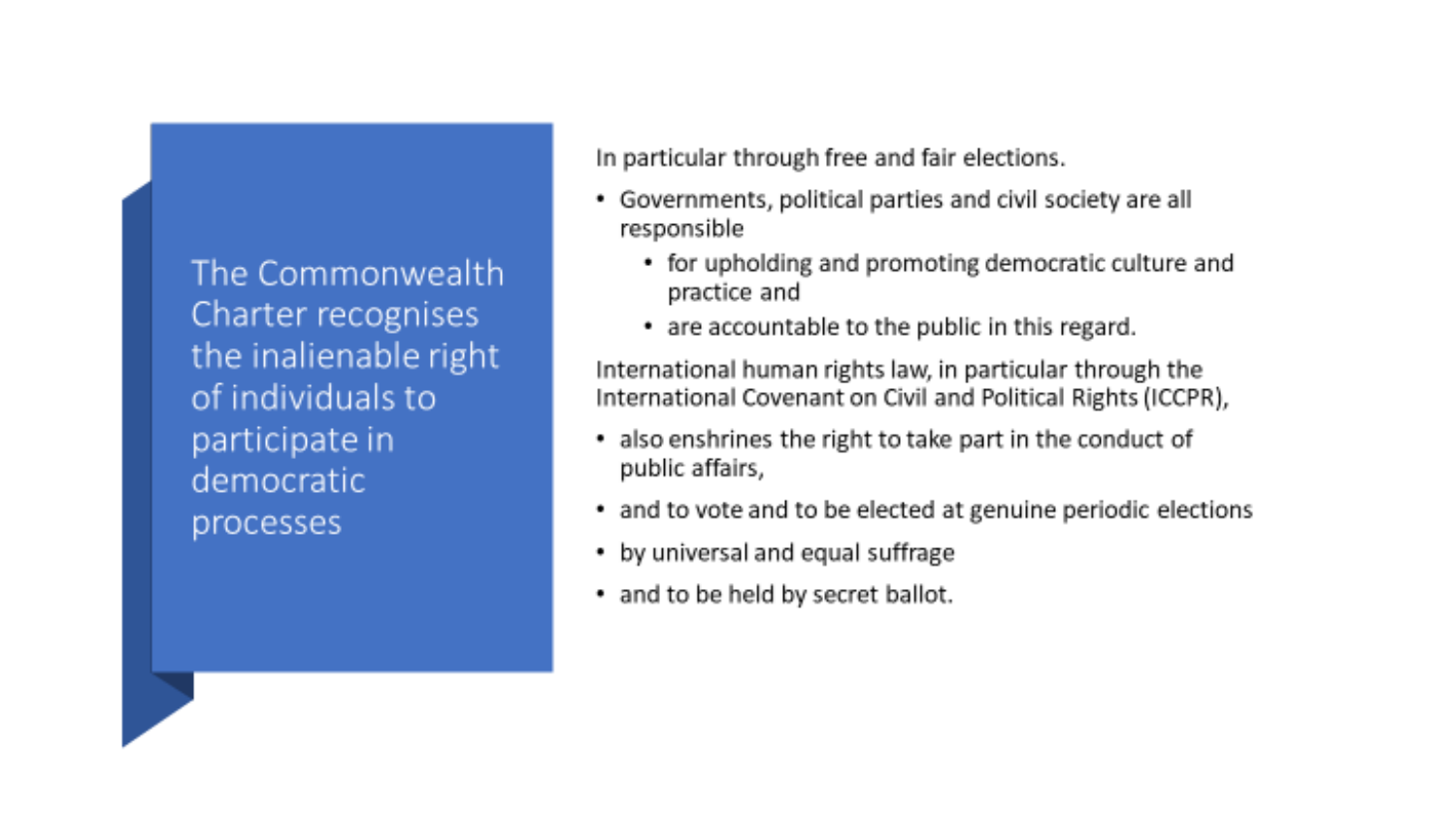## The Commonwealth Charter recognises the inalienable right of individuals to participate in democratic processes

In particular through free and fair elections.

- Governments, political parties and civil society are all responsible
  - for upholding and promoting democratic culture and practice and
  - are accountable to the public in this regard.

International human rights law, in particular through the International Covenant on Civil and Political Rights (ICCPR),

- also enshrines the right to take part in the conduct of public affairs,
- and to vote and to be elected at genuine periodic elections
- by universal and equal suffrage
- and to be held by secret ballot.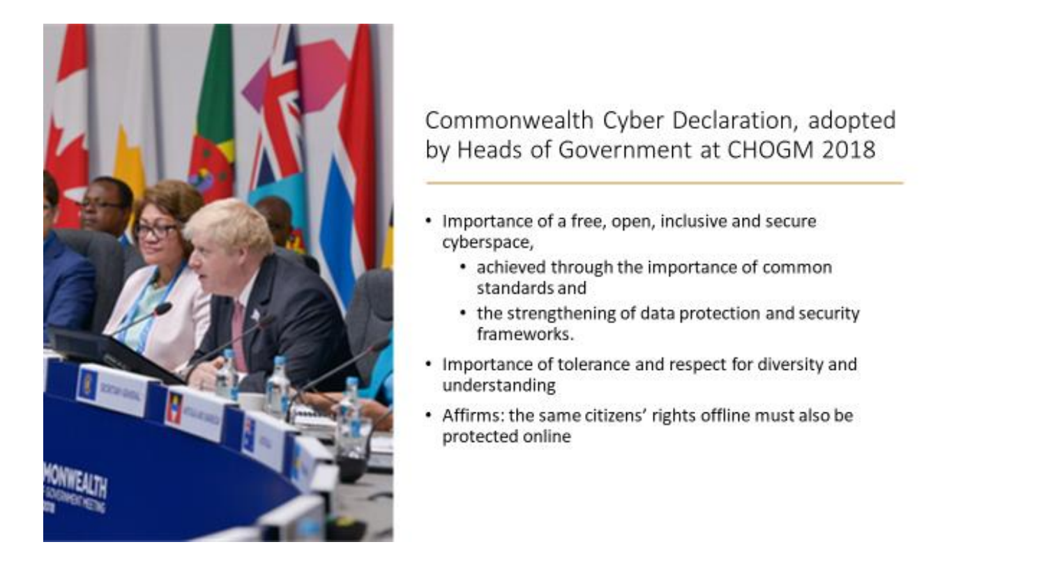## Commonwealth Cyber Declaration, adopted by Heads of Government at CHOGM 2018

- Importance of a free, open, inclusive and secure cyberspace,
  - achieved through the importance of common standards and
  - the strengthening of data protection and security frameworks.
- Importance of tolerance and respect for diversity and understanding
- Affirms: the same citizens' rights offline must also be protected online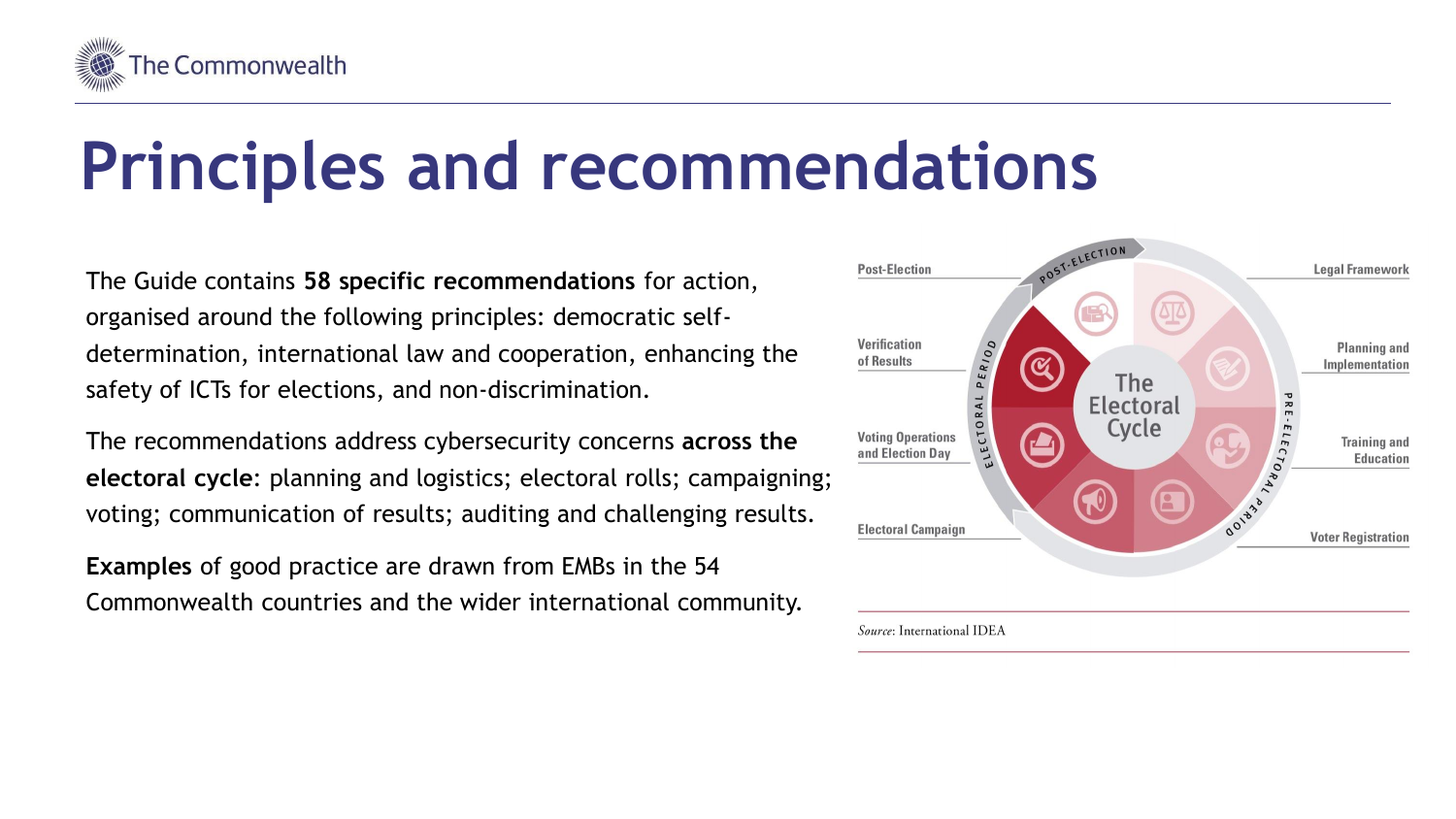# Principles and recommendations

The Guide contains **58 specific recommendations** for action, organised around the following principles: democratic self-determination, international law and cooperation, enhancing the safety of ICTs for elections, and non-discrimination.

The recommendations address cybersecurity concerns **across the electoral cycle**: planning and logistics; electoral rolls; campaigning; voting; communication of results; auditing and challenging results.

**Examples** of good practice are drawn from EMBs in the 54 Commonwealth countries and the wider international community.

The Electoral Cycle

Post-Election

Legal Framework

Verification of Results

Planning and Implementation

Voting Operations and Election Day

Training and Education

Electoral Campaign

Voter Registration

POST-ELECTION

ELECTORAL PERIOD

PRE-ELECTORAL PERIOD

*Source*: International IDEA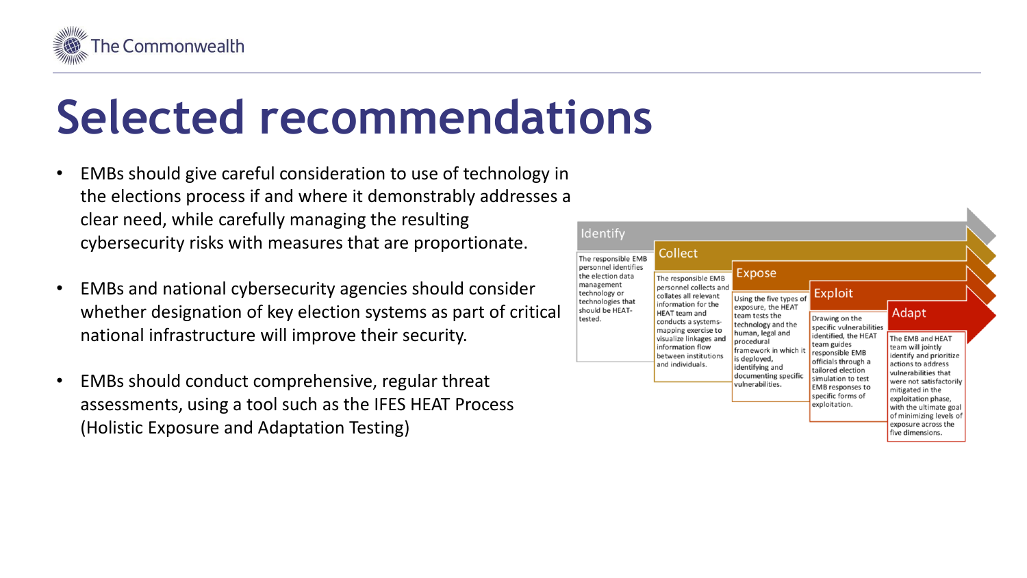# Selected recommendations

- EMBs should give careful consideration to use of technology in the elections process if and where it demonstrably addresses a clear need, while carefully managing the resulting cybersecurity risks with measures that are proportionate.
- EMBs and national cybersecurity agencies should consider whether designation of key election systems as part of critical national infrastructure will improve their security.
- EMBs should conduct comprehensive, regular threat assessments, using a tool such as the IFES HEAT Process (Holistic Exposure and Adaptation Testing)

**Identify**

The responsible EMB personnel identifies the election data management technology or technologies that should be HEAT-tested.

**Collect**

The responsible EMB personnel collects and collates all relevant information for the HEAT team and conducts a systems-mapping exercise to visualize linkages and information flow between institutions and individuals.

**Expose**

Using the five types of exposure, the HEAT team tests the technology and the human, legal and procedural framework in which it is deployed, identifying and documenting specific vulnerabilities.

**Exploit**

Drawing on the specific vulnerabilities identified, the HEAT team guides responsible EMB officials through a tailored election simulation to test EMB responses to specific forms of exploitation.

**Adapt**

The EMB and HEAT team will jointly identify and prioritize actions to address vulnerabilities that were not satisfactorily mitigated in the exploitation phase, with the ultimate goal of minimizing levels of exposure across the five dimensions.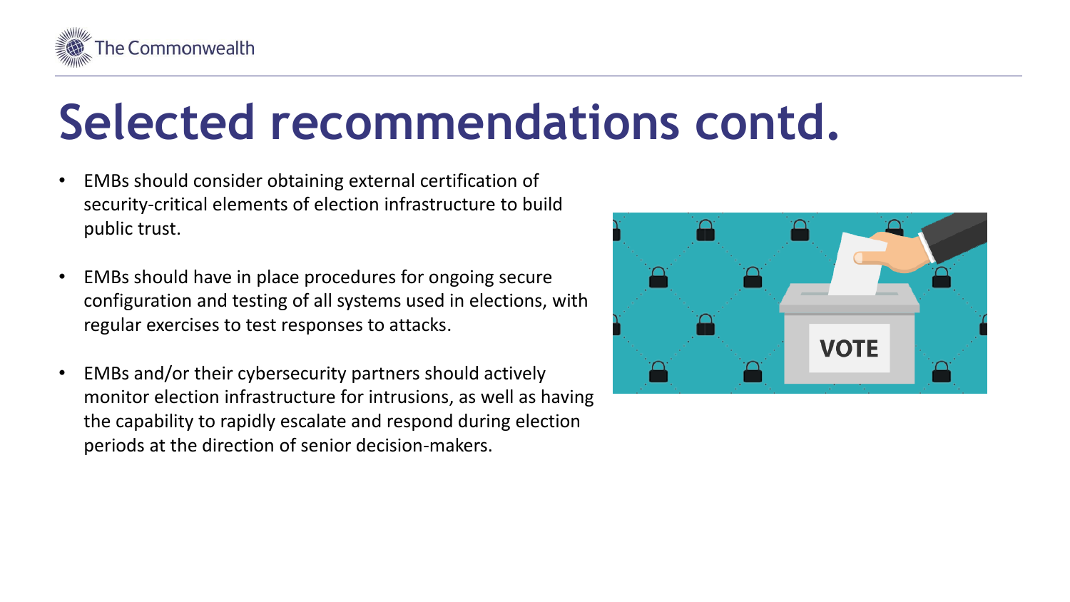# Selected recommendations contd.

- EMBs should consider obtaining external certification of security-critical elements of election infrastructure to build public trust.
- EMBs should have in place procedures for ongoing secure configuration and testing of all systems used in elections, with regular exercises to test responses to attacks.
- EMBs and/or their cybersecurity partners should actively monitor election infrastructure for intrusions, as well as having the capability to rapidly escalate and respond during election periods at the direction of senior decision-makers.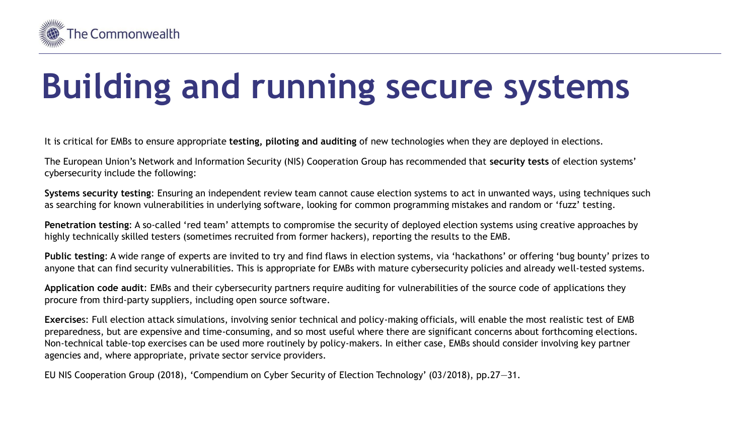# Building and running secure systems

It is critical for EMBs to ensure appropriate **testing, piloting and auditing** of new technologies when they are deployed in elections.

The European Union's Network and Information Security (NIS) Cooperation Group has recommended that **security tests** of election systems' cybersecurity include the following:

**Systems security testing**: Ensuring an independent review team cannot cause election systems to act in unwanted ways, using techniques such as searching for known vulnerabilities in underlying software, looking for common programming mistakes and random or 'fuzz' testing.

**Penetration testing**: A so-called 'red team' attempts to compromise the security of deployed election systems using creative approaches by highly technically skilled testers (sometimes recruited from former hackers), reporting the results to the EMB.

**Public testing**: A wide range of experts are invited to try and find flaws in election systems, via 'hackathons' or offering 'bug bounty' prizes to anyone that can find security vulnerabilities. This is appropriate for EMBs with mature cybersecurity policies and already well-tested systems.

**Application code audit**: EMBs and their cybersecurity partners require auditing for vulnerabilities of the source code of applications they procure from third-party suppliers, including open source software.

**Exercises**: Full election attack simulations, involving senior technical and policy-making officials, will enable the most realistic test of EMB preparedness, but are expensive and time-consuming, and so most useful where there are significant concerns about forthcoming elections. Non-technical table-top exercises can be used more routinely by policy-makers. In either case, EMBs should consider involving key partner agencies and, where appropriate, private sector service providers.

EU NIS Cooperation Group (2018), 'Compendium on Cyber Security of Election Technology' (03/2018), pp.27—31.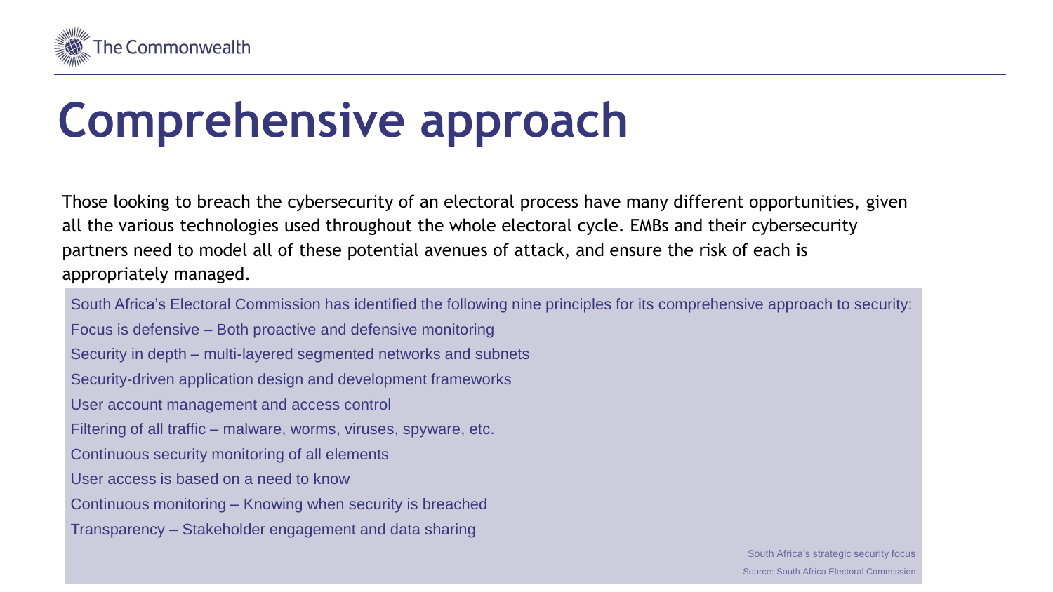# Comprehensive approach

Those looking to breach the cybersecurity of an electoral process have many different opportunities, given all the various technologies used throughout the whole electoral cycle. EMBs and their cybersecurity partners need to model all of these potential avenues of attack, and ensure the risk of each is appropriately managed.

South Africa's Electoral Commission has identified the following nine principles for its comprehensive approach to security:

- Focus is defensive – Both proactive and defensive monitoring
- Security in depth – multi-layered segmented networks and subnets
- Security-driven application design and development frameworks
- User account management and access control
- Filtering of all traffic – malware, worms, viruses, spyware, etc.
- Continuous security monitoring of all elements
- User access is based on a need to know
- Continuous monitoring – Knowing when security is breached
- Transparency – Stakeholder engagement and data sharing

South Africa's strategic security focus

Source: South Africa Electoral Commission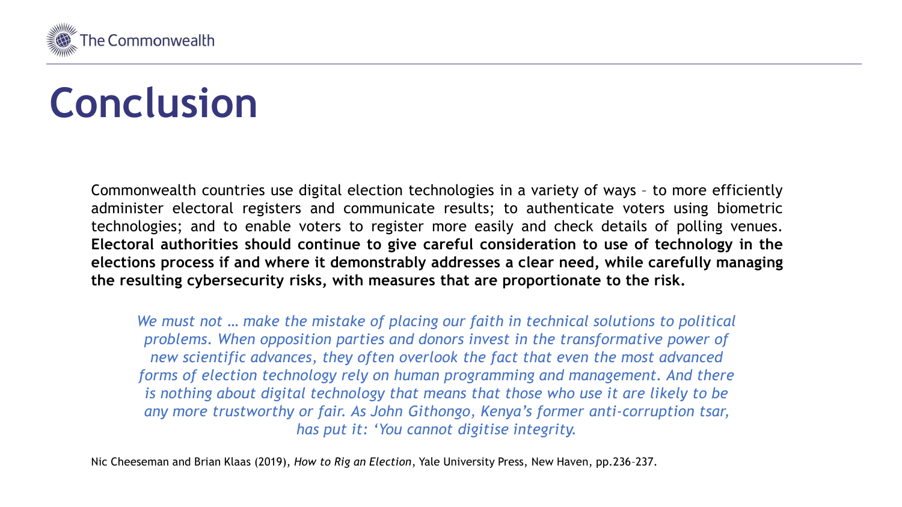# Conclusion

Commonwealth countries use digital election technologies in a variety of ways – to more efficiently administer electoral registers and communicate results; to authenticate voters using biometric technologies; and to enable voters to register more easily and check details of polling venues. **Electoral authorities should continue to give careful consideration to use of technology in the elections process if and where it demonstrably addresses a clear need, while carefully managing the resulting cybersecurity risks, with measures that are proportionate to the risk.**

> *We must not … make the mistake of placing our faith in technical solutions to political problems. When opposition parties and donors invest in the transformative power of new scientific advances, they often overlook the fact that even the most advanced forms of election technology rely on human programming and management. And there is nothing about digital technology that means that those who use it are likely to be any more trustworthy or fair. As John Githongo, Kenya's former anti-corruption tsar, has put it: 'You cannot digitise integrity.*

Nic Cheeseman and Brian Klaas (2019), *How to Rig an Election*, Yale University Press, New Haven, pp.236–237.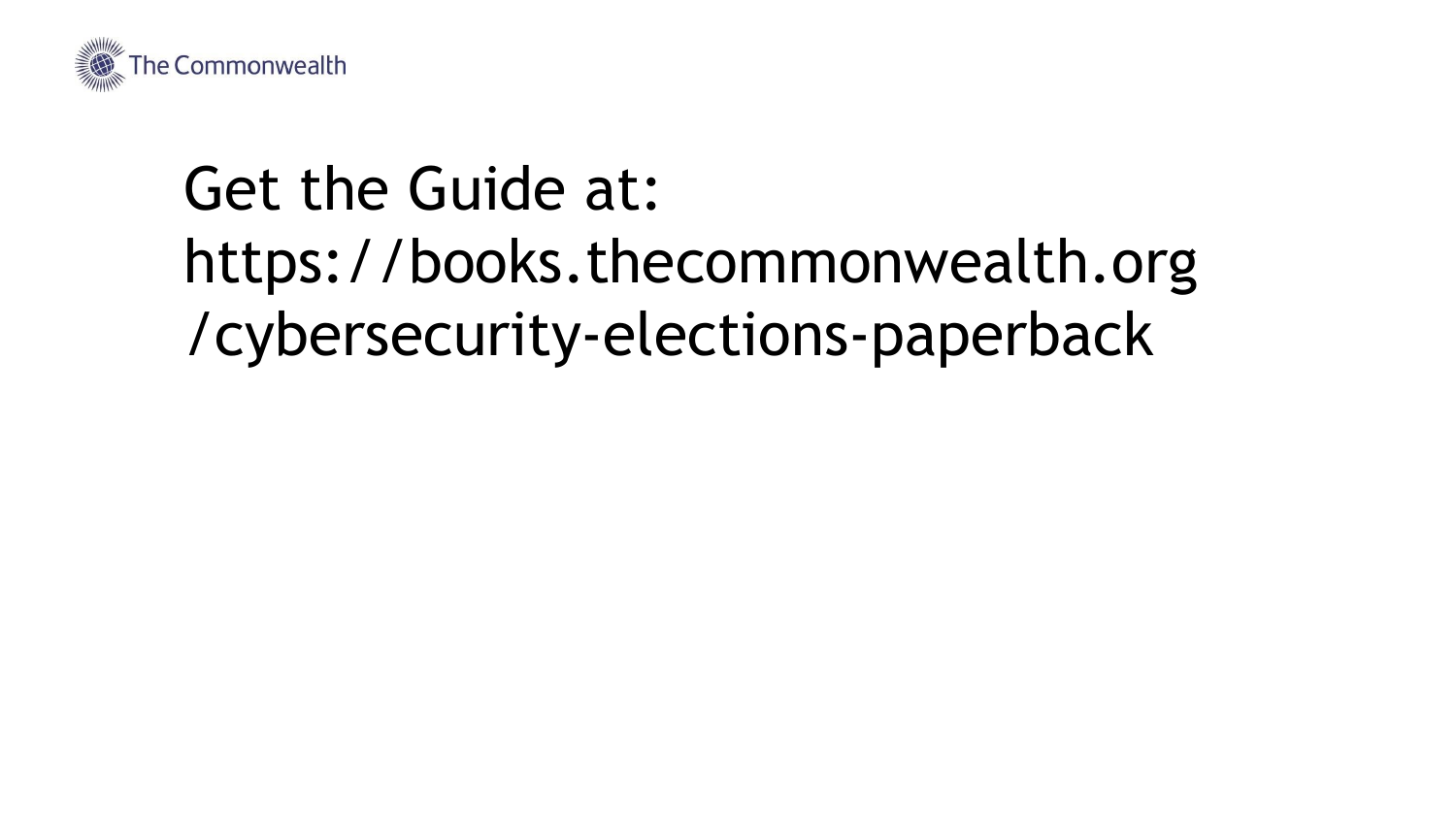Get the Guide at: https://books.thecommonwealth.org/cybersecurity-elections-paperback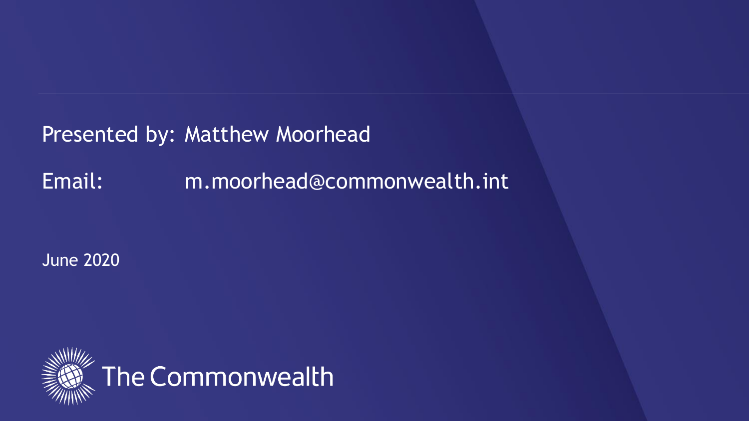Presented by: Matthew Moorhead

Email: m.moorhead@commonwealth.int

June 2020

The Commonwealth